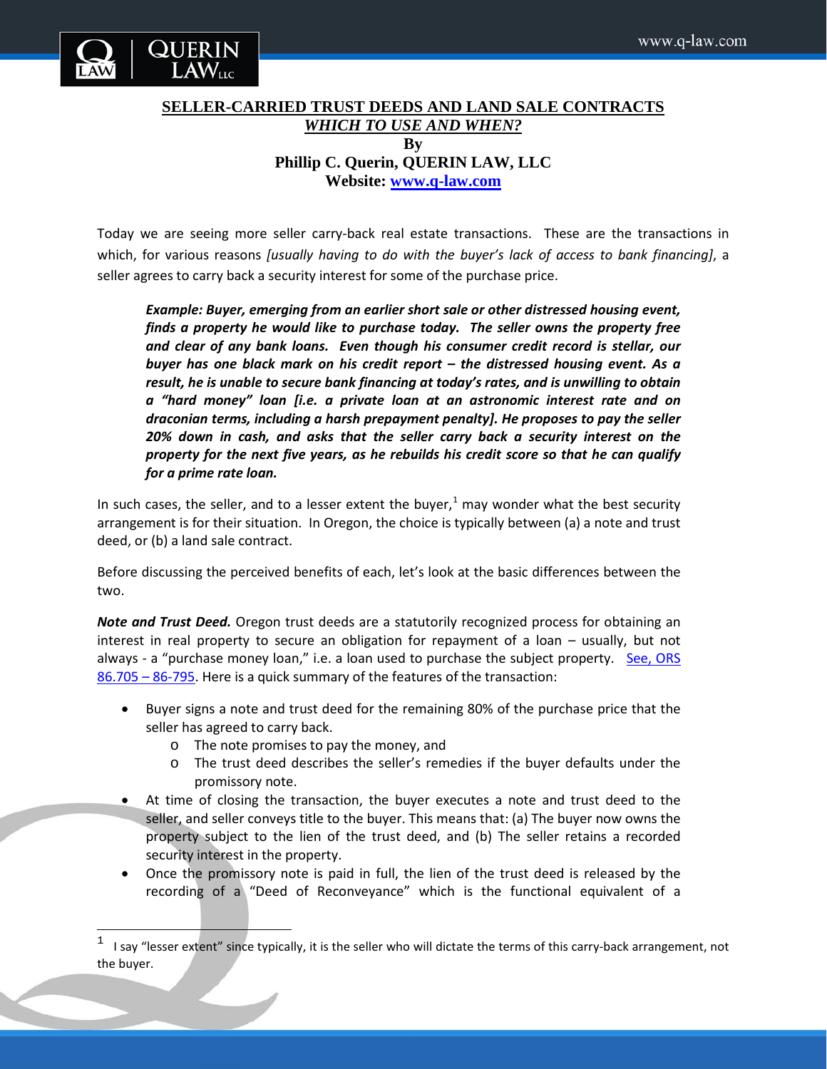# SELLER-CARRIED TRUST DEEDS AND LAND SALE CONTRACTS

## *WHICH TO USE AND WHEN?*

**By**

**Phillip C. Querin, QUERIN LAW, LLC**

**Website: [www.q-law.com](http://www.q-law.com)**

Today we are seeing more seller carry-back real estate transactions. These are the transactions in which, for various reasons *[usually having to do with the buyer's lack of access to bank financing]*, a seller agrees to carry back a security interest for some of the purchase price.

> ***Example: Buyer, emerging from an earlier short sale or other distressed housing event, finds a property he would like to purchase today. The seller owns the property free and clear of any bank loans. Even though his consumer credit record is stellar, our buyer has one black mark on his credit report – the distressed housing event. As a result, he is unable to secure bank financing at today's rates, and is unwilling to obtain a "hard money" loan [i.e. a private loan at an astronomic interest rate and on draconian terms, including a harsh prepayment penalty]. He proposes to pay the seller 20% down in cash, and asks that the seller carry back a security interest on the property for the next five years, as he rebuilds his credit score so that he can qualify for a prime rate loan.***

In such cases, the seller, and to a lesser extent the buyer,[1] may wonder what the best security arrangement is for their situation. In Oregon, the choice is typically between (a) a note and trust deed, or (b) a land sale contract.

Before discussing the perceived benefits of each, let's look at the basic differences between the two.

***Note and Trust Deed.*** Oregon trust deeds are a statutorily recognized process for obtaining an interest in real property to secure an obligation for repayment of a loan – usually, but not always - a "purchase money loan," i.e. a loan used to purchase the subject property. See, ORS 86.705 – 86-795. Here is a quick summary of the features of the transaction:

- Buyer signs a note and trust deed for the remaining 80% of the purchase price that the seller has agreed to carry back.
  - The note promises to pay the money, and
  - The trust deed describes the seller's remedies if the buyer defaults under the promissory note.
- At time of closing the transaction, the buyer executes a note and trust deed to the seller, and seller conveys title to the buyer. This means that: (a) The buyer now owns the property subject to the lien of the trust deed, and (b) The seller retains a recorded security interest in the property.
- Once the promissory note is paid in full, the lien of the trust deed is released by the recording of a "Deed of Reconveyance" which is the functional equivalent of a

---

[1] I say "lesser extent" since typically, it is the seller who will dictate the terms of this carry-back arrangement, not the buyer.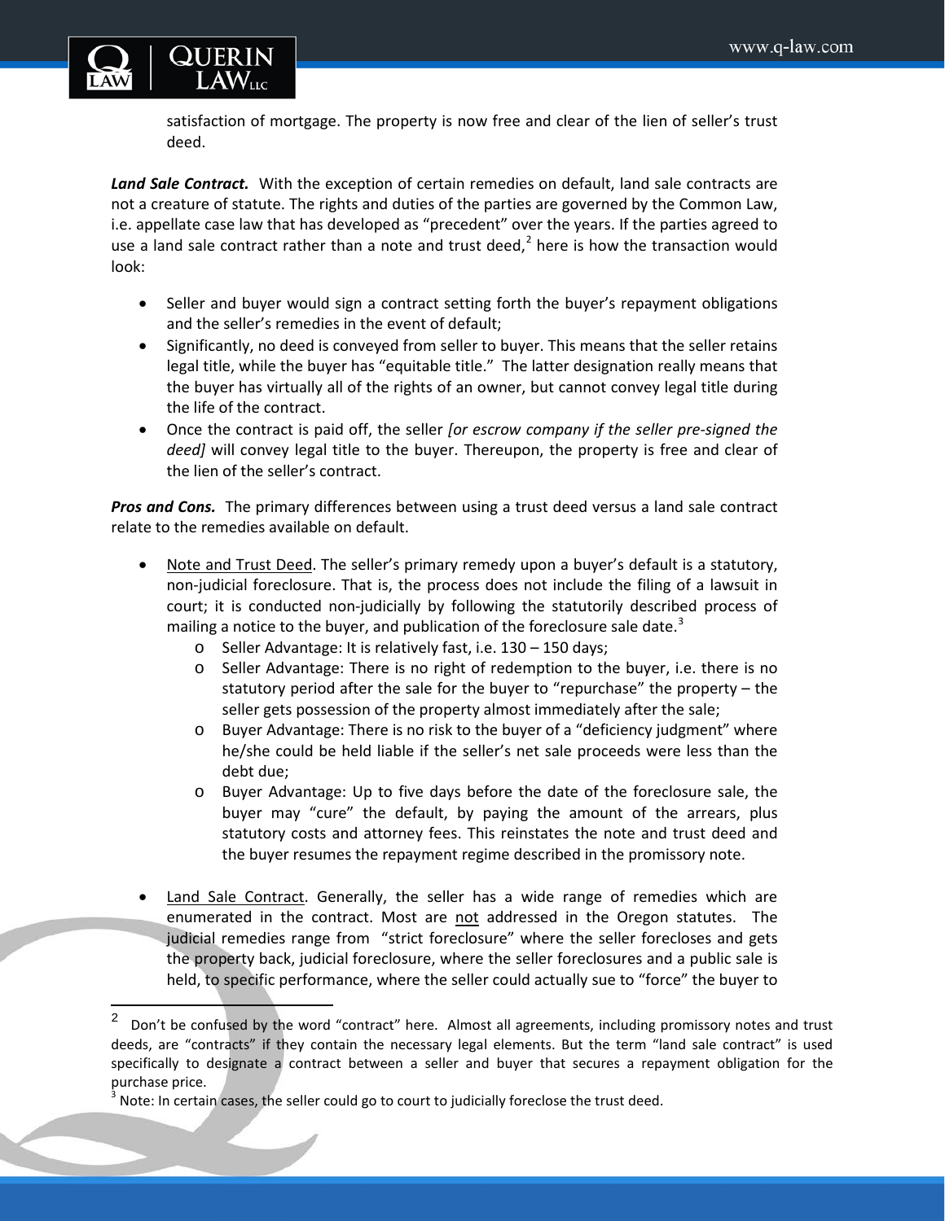satisfaction of mortgage. The property is now free and clear of the lien of seller's trust deed.

***Land Sale Contract.*** With the exception of certain remedies on default, land sale contracts are not a creature of statute. The rights and duties of the parties are governed by the Common Law, i.e. appellate case law that has developed as "precedent" over the years. If the parties agreed to use a land sale contract rather than a note and trust deed,[2] here is how the transaction would look:

- Seller and buyer would sign a contract setting forth the buyer's repayment obligations and the seller's remedies in the event of default;
- Significantly, no deed is conveyed from seller to buyer. This means that the seller retains legal title, while the buyer has "equitable title." The latter designation really means that the buyer has virtually all of the rights of an owner, but cannot convey legal title during the life of the contract.
- Once the contract is paid off, the seller *[or escrow company if the seller pre-signed the deed]* will convey legal title to the buyer. Thereupon, the property is free and clear of the lien of the seller's contract.

***Pros and Cons.*** The primary differences between using a trust deed versus a land sale contract relate to the remedies available on default.

- <u>Note and Trust Deed</u>. The seller's primary remedy upon a buyer's default is a statutory, non-judicial foreclosure. That is, the process does not include the filing of a lawsuit in court; it is conducted non-judicially by following the statutorily described process of mailing a notice to the buyer, and publication of the foreclosure sale date.[3]
  - Seller Advantage: It is relatively fast, i.e. 130 – 150 days;
  - Seller Advantage: There is no right of redemption to the buyer, i.e. there is no statutory period after the sale for the buyer to "repurchase" the property – the seller gets possession of the property almost immediately after the sale;
  - Buyer Advantage: There is no risk to the buyer of a "deficiency judgment" where he/she could be held liable if the seller's net sale proceeds were less than the debt due;
  - Buyer Advantage: Up to five days before the date of the foreclosure sale, the buyer may "cure" the default, by paying the amount of the arrears, plus statutory costs and attorney fees. This reinstates the note and trust deed and the buyer resumes the repayment regime described in the promissory note.

- <u>Land Sale Contract</u>. Generally, the seller has a wide range of remedies which are enumerated in the contract. Most are <u>not</u> addressed in the Oregon statutes. The judicial remedies range from "strict foreclosure" where the seller forecloses and gets the property back, judicial foreclosure, where the seller foreclosures and a public sale is held, to specific performance, where the seller could actually sue to "force" the buyer to

---

[2] Don't be confused by the word "contract" here. Almost all agreements, including promissory notes and trust deeds, are "contracts" if they contain the necessary legal elements. But the term "land sale contract" is used specifically to designate a contract between a seller and buyer that secures a repayment obligation for the purchase price.

[3] Note: In certain cases, the seller could go to court to judicially foreclose the trust deed.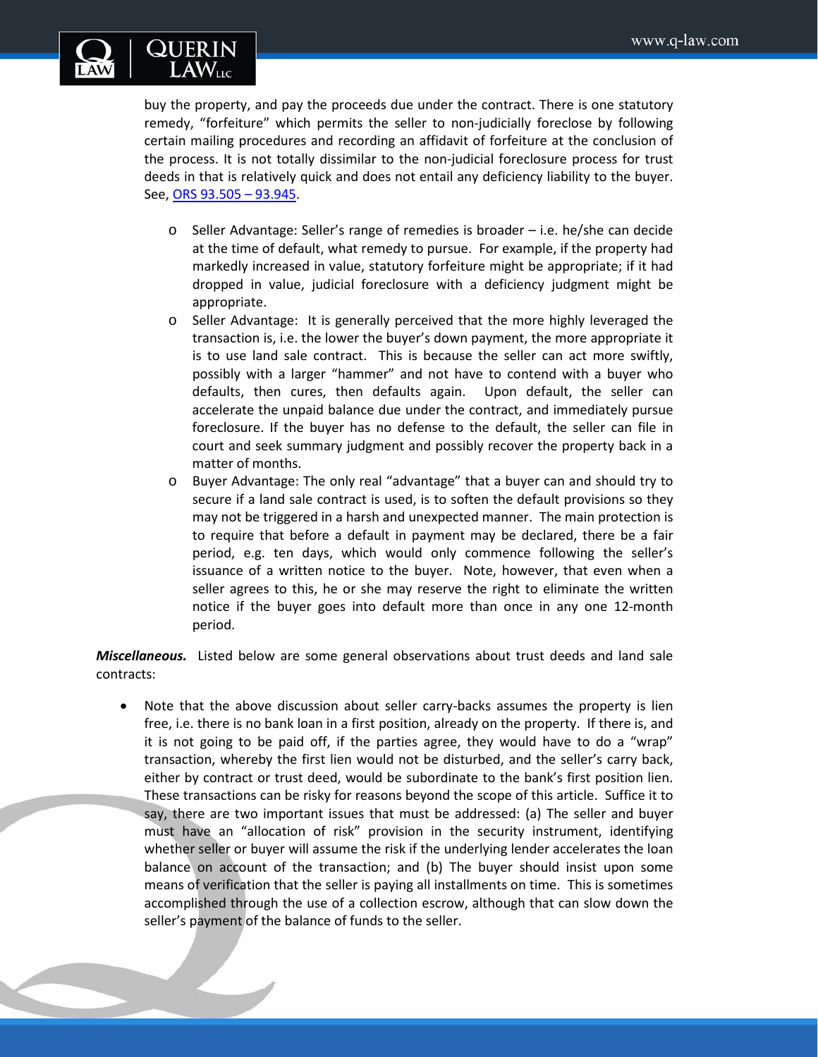buy the property, and pay the proceeds due under the contract. There is one statutory remedy, "forfeiture" which permits the seller to non-judicially foreclose by following certain mailing procedures and recording an affidavit of forfeiture at the conclusion of the process. It is not totally dissimilar to the non-judicial foreclosure process for trust deeds in that is relatively quick and does not entail any deficiency liability to the buyer. See, [ORS 93.505 – 93.945](#).

- Seller Advantage: Seller's range of remedies is broader – i.e. he/she can decide at the time of default, what remedy to pursue. For example, if the property had markedly increased in value, statutory forfeiture might be appropriate; if it had dropped in value, judicial foreclosure with a deficiency judgment might be appropriate.
- Seller Advantage: It is generally perceived that the more highly leveraged the transaction is, i.e. the lower the buyer's down payment, the more appropriate it is to use land sale contract. This is because the seller can act more swiftly, possibly with a larger "hammer" and not have to contend with a buyer who defaults, then cures, then defaults again. Upon default, the seller can accelerate the unpaid balance due under the contract, and immediately pursue foreclosure. If the buyer has no defense to the default, the seller can file in court and seek summary judgment and possibly recover the property back in a matter of months.
- Buyer Advantage: The only real "advantage" that a buyer can and should try to secure if a land sale contract is used, is to soften the default provisions so they may not be triggered in a harsh and unexpected manner. The main protection is to require that before a default in payment may be declared, there be a fair period, e.g. ten days, which would only commence following the seller's issuance of a written notice to the buyer. Note, however, that even when a seller agrees to this, he or she may reserve the right to eliminate the written notice if the buyer goes into default more than once in any one 12-month period.

***Miscellaneous.*** Listed below are some general observations about trust deeds and land sale contracts:

- Note that the above discussion about seller carry-backs assumes the property is lien free, i.e. there is no bank loan in a first position, already on the property. If there is, and it is not going to be paid off, if the parties agree, they would have to do a "wrap" transaction, whereby the first lien would not be disturbed, and the seller's carry back, either by contract or trust deed, would be subordinate to the bank's first position lien. These transactions can be risky for reasons beyond the scope of this article. Suffice it to say, there are two important issues that must be addressed: (a) The seller and buyer must have an "allocation of risk" provision in the security instrument, identifying whether seller or buyer will assume the risk if the underlying lender accelerates the loan balance on account of the transaction; and (b) The buyer should insist upon some means of verification that the seller is paying all installments on time. This is sometimes accomplished through the use of a collection escrow, although that can slow down the seller's payment of the balance of funds to the seller.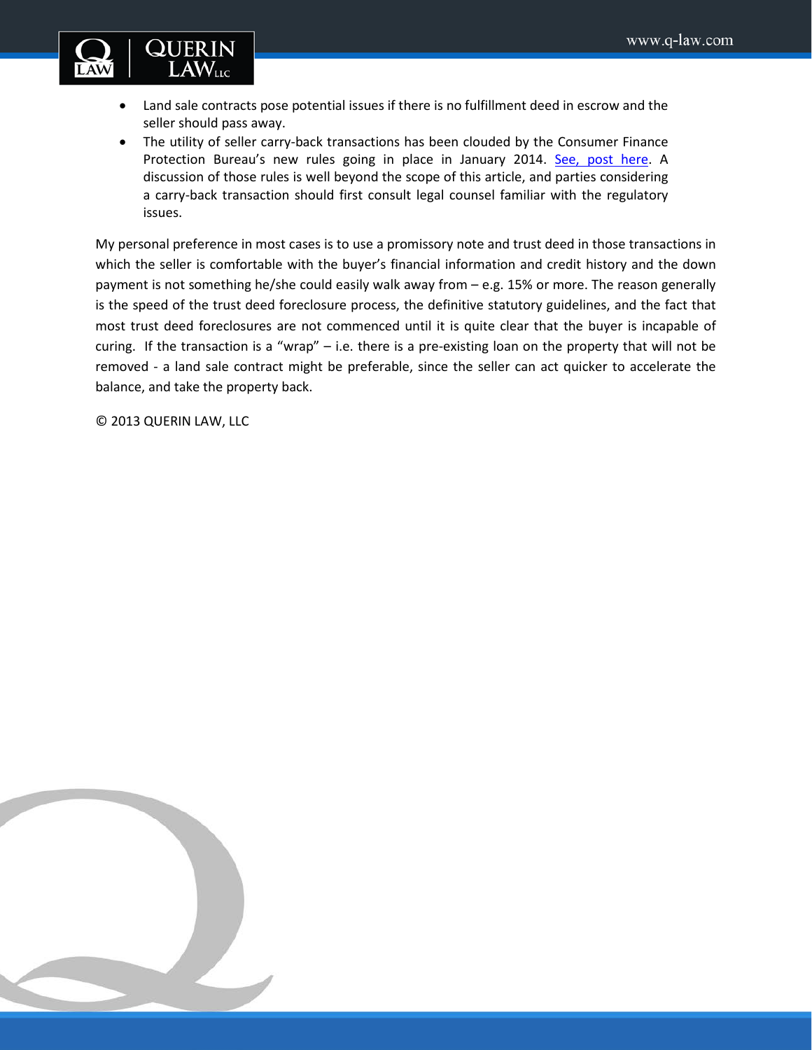- Land sale contracts pose potential issues if there is no fulfillment deed in escrow and the seller should pass away.
- The utility of seller carry-back transactions has been clouded by the Consumer Finance Protection Bureau's new rules going in place in January 2014. See, post here. A discussion of those rules is well beyond the scope of this article, and parties considering a carry-back transaction should first consult legal counsel familiar with the regulatory issues.

My personal preference in most cases is to use a promissory note and trust deed in those transactions in which the seller is comfortable with the buyer's financial information and credit history and the down payment is not something he/she could easily walk away from – e.g. 15% or more. The reason generally is the speed of the trust deed foreclosure process, the definitive statutory guidelines, and the fact that most trust deed foreclosures are not commenced until it is quite clear that the buyer is incapable of curing. If the transaction is a "wrap" – i.e. there is a pre-existing loan on the property that will not be removed - a land sale contract might be preferable, since the seller can act quicker to accelerate the balance, and take the property back.

© 2013 QUERIN LAW, LLC